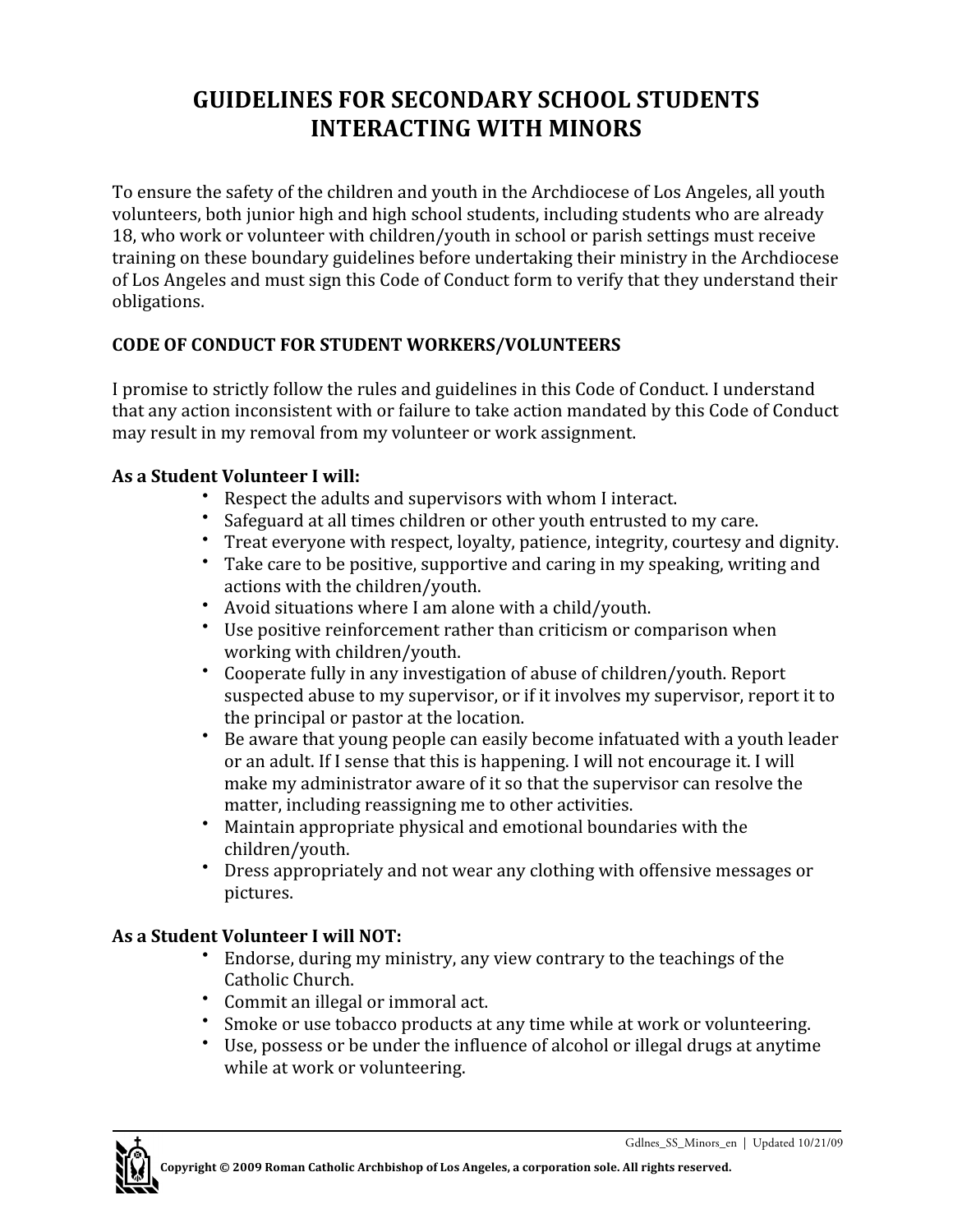# GUIDELINES FOR SECONDARY SCHOOL STUDENTS INTERACTING WITH MINORS

To ensure the safety of the children and youth in the Archdiocese of Los Angeles, all youth volunteers, both junior high and high school students, including students who are already 18, who work or volunteer with children/youth in school or parish settings must receive training on these boundary guidelines before undertaking their ministry in the Archdiocese of Los Angeles and must sign this Code of Conduct form to verify that they understand their obligations.

**CODE OF CONDUCT FOR STUDENT WORKERS/VOLUNTEERS**

I promise to strictly follow the rules and guidelines in this Code of Conduct. I understand that any action inconsistent with or failure to take action mandated by this Code of Conduct may result in my removal from my volunteer or work assignment.

**As a Student Volunteer I will:**

- Respect the adults and supervisors with whom I interact.
- Safeguard at all times children or other youth entrusted to my care.
- Treat everyone with respect, loyalty, patience, integrity, courtesy and dignity.
- Take care to be positive, supportive and caring in my speaking, writing and actions with the children/youth.
- Avoid situations where I am alone with a child/youth.
- Use positive reinforcement rather than criticism or comparison when working with children/youth.
- Cooperate fully in any investigation of abuse of children/youth. Report suspected abuse to my supervisor, or if it involves my supervisor, report it to the principal or pastor at the location.
- Be aware that young people can easily become infatuated with a youth leader or an adult. If I sense that this is happening. I will not encourage it. I will make my administrator aware of it so that the supervisor can resolve the matter, including reassigning me to other activities.
- Maintain appropriate physical and emotional boundaries with the children/youth.
- Dress appropriately and not wear any clothing with offensive messages or pictures.

**As a Student Volunteer I will NOT:**

- Endorse, during my ministry, any view contrary to the teachings of the Catholic Church.
- Commit an illegal or immoral act.
- Smoke or use tobacco products at any time while at work or volunteering.
- Use, possess or be under the influence of alcohol or illegal drugs at anytime while at work or volunteering.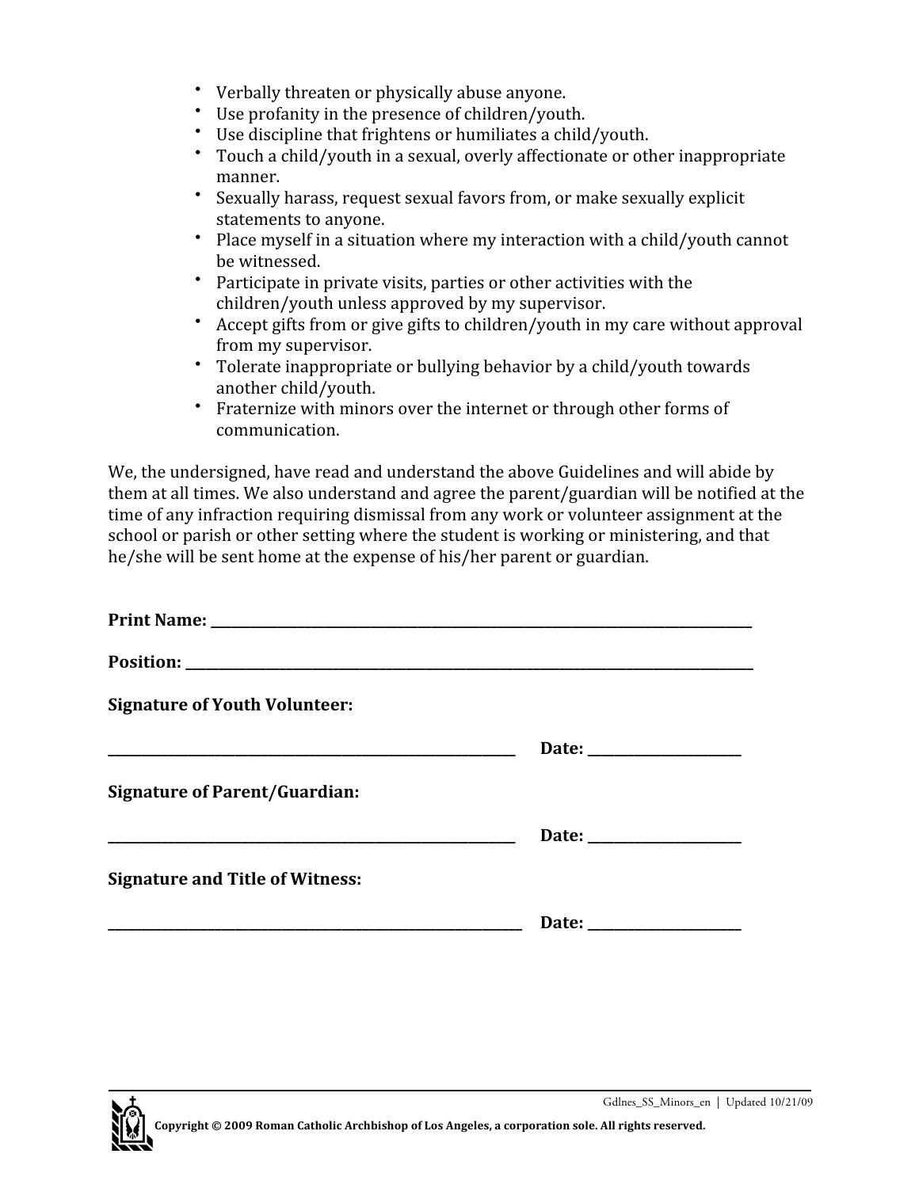- Verbally threaten or physically abuse anyone.
- Use profanity in the presence of children/youth.
- Use discipline that frightens or humiliates a child/youth.
- Touch a child/youth in a sexual, overly affectionate or other inappropriate manner.
- Sexually harass, request sexual favors from, or make sexually explicit statements to anyone.
- Place myself in a situation where my interaction with a child/youth cannot be witnessed.
- Participate in private visits, parties or other activities with the children/youth unless approved by my supervisor.
- Accept gifts from or give gifts to children/youth in my care without approval from my supervisor.
- Tolerate inappropriate or bullying behavior by a child/youth towards another child/youth.
- Fraternize with minors over the internet or through other forms of communication.

We, the undersigned, have read and understand the above Guidelines and will abide by them at all times. We also understand and agree the parent/guardian will be notified at the time of any infraction requiring dismissal from any work or volunteer assignment at the school or parish or other setting where the student is working or ministering, and that he/she will be sent home at the expense of his/her parent or guardian.

**Print Name:** ______________________________________________

**Position:** ______________________________________________

**Signature of Youth Volunteer:**

______________________________________ **Date:** ______________

**Signature of Parent/Guardian:**

______________________________________ **Date:** ______________

**Signature and Title of Witness:**

______________________________________ **Date:** ______________

Gdlnes_SS_Minors_en | Updated 10/21/09

**Copyright © 2009 Roman Catholic Archbishop of Los Angeles, a corporation sole. All rights reserved.**